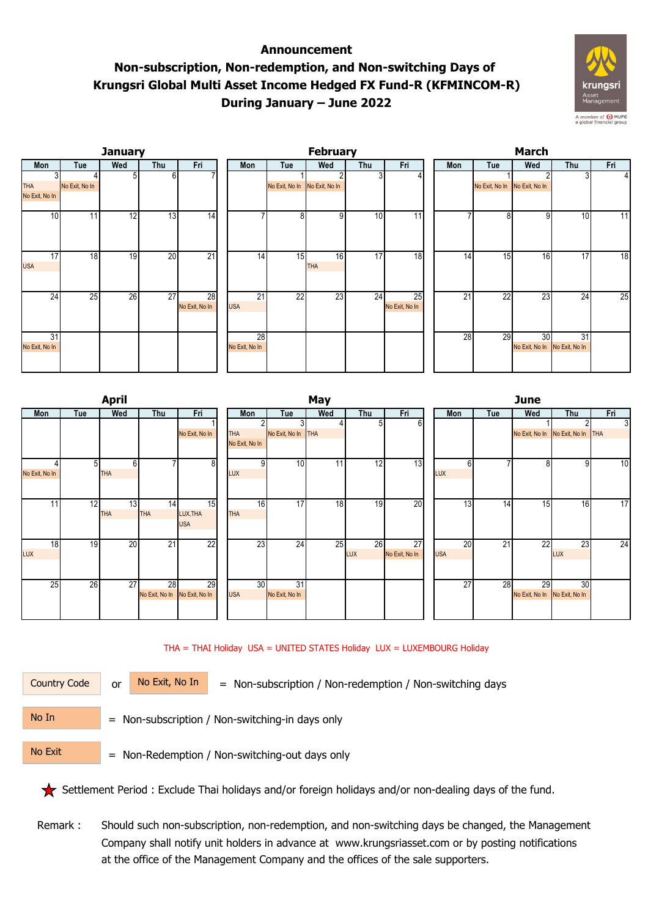**Announcement**

**Non-subscription, Non-redemption, and Non-switching Days of**
**Krungsri Global Multi Asset Income Hedged FX Fund-R (KFMINCOM-R)**
**During January – June 2022**

krungsri Asset Management
A member of MUFG a global financial group

### January

| Mon | Tue | Wed | Thu | Fri |
|---|---|---|---|---|
| 3 THA No Exit, No In | 4 No Exit, No In | 5 | 6 | 7 |
| 10 | 11 | 12 | 13 | 14 |
| 17 USA | 18 | 19 | 20 | 21 |
| 24 | 25 | 26 | 27 | 28 No Exit, No In |
| 31 No Exit, No In | | | | |

### February

| Mon | Tue | Wed | Thu | Fri |
|---|---|---|---|---|
| | 1 No Exit, No In | 2 No Exit, No In | 3 | 4 |
| 7 | 8 | 9 | 10 | 11 |
| 14 | 15 | 16 THA | 17 | 18 |
| 21 USA | 22 | 23 | 24 | 25 No Exit, No In |
| 28 No Exit, No In | | | | |

### March

| Mon | Tue | Wed | Thu | Fri |
|---|---|---|---|---|
| | 1 No Exit, No In | 2 No Exit, No In | 3 | 4 |
| 7 | 8 | 9 | 10 | 11 |
| 14 | 15 | 16 | 17 | 18 |
| 21 | 22 | 23 | 24 | 25 |
| 28 | 29 | 30 No Exit, No In | 31 No Exit, No In | |

### April

| Mon | Tue | Wed | Thu | Fri |
|---|---|---|---|---|
| | | | | 1 No Exit, No In |
| 4 No Exit, No In | 5 | 6 THA | 7 | 8 |
| 11 | 12 | 13 THA | 14 THA | 15 LUX,THA USA |
| 18 LUX | 19 | 20 | 21 | 22 |
| 25 | 26 | 27 | 28 No Exit, No In | 29 No Exit, No In |

### May

| Mon | Tue | Wed | Thu | Fri |
|---|---|---|---|---|
| 2 THA No Exit, No In | 3 No Exit, No In | 4 THA | 5 | 6 |
| 9 LUX | 10 | 11 | 12 | 13 |
| 16 THA | 17 | 18 | 19 | 20 |
| 23 | 24 | 25 | 26 LUX | 27 No Exit, No In |
| 30 USA | 31 No Exit, No In | | | |

### June

| Mon | Tue | Wed | Thu | Fri |
|---|---|---|---|---|
| | | 1 No Exit, No In | 2 No Exit, No In | 3 THA |
| 6 LUX | 7 | 8 | 9 | 10 |
| 13 | 14 | 15 | 16 | 17 |
| 20 USA | 21 | 22 | 23 LUX | 24 |
| 27 | 28 | 29 No Exit, No In | 30 No Exit, No In | |

THA = THAI Holiday USA = UNITED STATES Holiday LUX = LUXEMBOURG Holiday

Country Code or No Exit, No In = Non-subscription / Non-redemption / Non-switching days

No In = Non-subscription / Non-switching-in days only

No Exit = Non-Redemption / Non-switching-out days only

★ Settlement Period : Exclude Thai holidays and/or foreign holidays and/or non-dealing days of the fund.

Remark : Should such non-subscription, non-redemption, and non-switching days be changed, the Management Company shall notify unit holders in advance at www.krungsriasset.com or by posting notifications at the office of the Management Company and the offices of the sale supporters.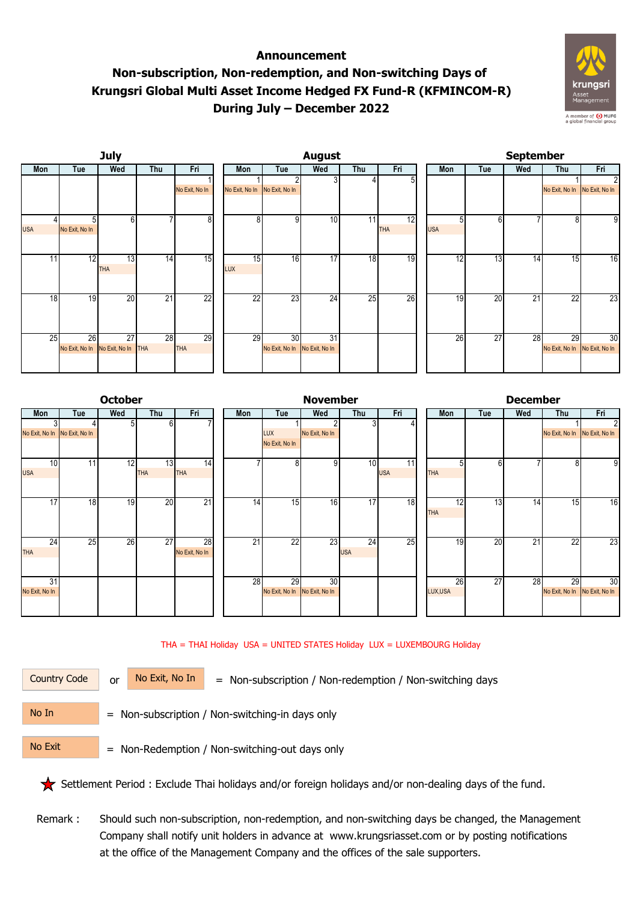# Announcement

## Non-subscription, Non-redemption, and Non-switching Days of Krungsri Global Multi Asset Income Hedged FX Fund-R (KFMINCOM-R) During July – December 2022

krungsri Asset Management

A member of MUFG a global financial group

### July

| Mon | Tue | Wed | Thu | Fri |
|---|---|---|---|---|
| | | | | 1 No Exit, No In |
| 4 USA | 5 No Exit, No In | 6 | 7 | 8 |
| 11 | 12 | 13 THA | 14 | 15 |
| 18 | 19 | 20 | 21 | 22 |
| 25 | 26 No Exit, No In | 27 No Exit, No In | 28 THA | 29 THA |

### August

| Mon | Tue | Wed | Thu | Fri |
|---|---|---|---|---|
| 1 No Exit, No In | 2 No Exit, No In | 3 | 4 | 5 |
| 8 | 9 | 10 | 11 | 12 THA |
| 15 LUX | 16 | 17 | 18 | 19 |
| 22 | 23 | 24 | 25 | 26 |
| 29 | 30 No Exit, No In | 31 No Exit, No In | | |

### September

| Mon | Tue | Wed | Thu | Fri |
|---|---|---|---|---|
| | | | 1 No Exit, No In | 2 No Exit, No In |
| 5 USA | 6 | 7 | 8 | 9 |
| 12 | 13 | 14 | 15 | 16 |
| 19 | 20 | 21 | 22 | 23 |
| 26 | 27 | 28 | 29 No Exit, No In | 30 No Exit, No In |

### October

| Mon | Tue | Wed | Thu | Fri |
|---|---|---|---|---|
| 3 No Exit, No In | 4 No Exit, No In | 5 | 6 | 7 |
| 10 USA | 11 | 12 | 13 THA | 14 THA |
| 17 | 18 | 19 | 20 | 21 |
| 24 THA | 25 | 26 | 27 | 28 No Exit, No In |
| 31 No Exit, No In | | | | |

### November

| Mon | Tue | Wed | Thu | Fri |
|---|---|---|---|---|
| | 1 LUX No Exit, No In | 2 No Exit, No In | 3 | 4 |
| 7 | 8 | 9 | 10 | 11 USA |
| 14 | 15 | 16 | 17 | 18 |
| 21 | 22 | 23 | 24 USA | 25 |
| 28 | 29 No Exit, No In | 30 No Exit, No In | | |

### December

| Mon | Tue | Wed | Thu | Fri |
|---|---|---|---|---|
| | | | 1 No Exit, No In | 2 No Exit, No In |
| 5 THA | 6 | 7 | 8 | 9 |
| 12 THA | 13 | 14 | 15 | 16 |
| 19 | 20 | 21 | 22 | 23 |
| 26 LUX,USA | 27 | 28 | 29 No Exit, No In | 30 No Exit, No In |

THA = THAI Holiday USA = UNITED STATES Holiday LUX = LUXEMBOURG Holiday

Country Code or No Exit, No In = Non-subscription / Non-redemption / Non-switching days

No In = Non-subscription / Non-switching-in days only

No Exit = Non-Redemption / Non-switching-out days only

★ Settlement Period : Exclude Thai holidays and/or foreign holidays and/or non-dealing days of the fund.

Remark : Should such non-subscription, non-redemption, and non-switching days be changed, the Management Company shall notify unit holders in advance at www.krungsriasset.com or by posting notifications at the office of the Management Company and the offices of the sale supporters.